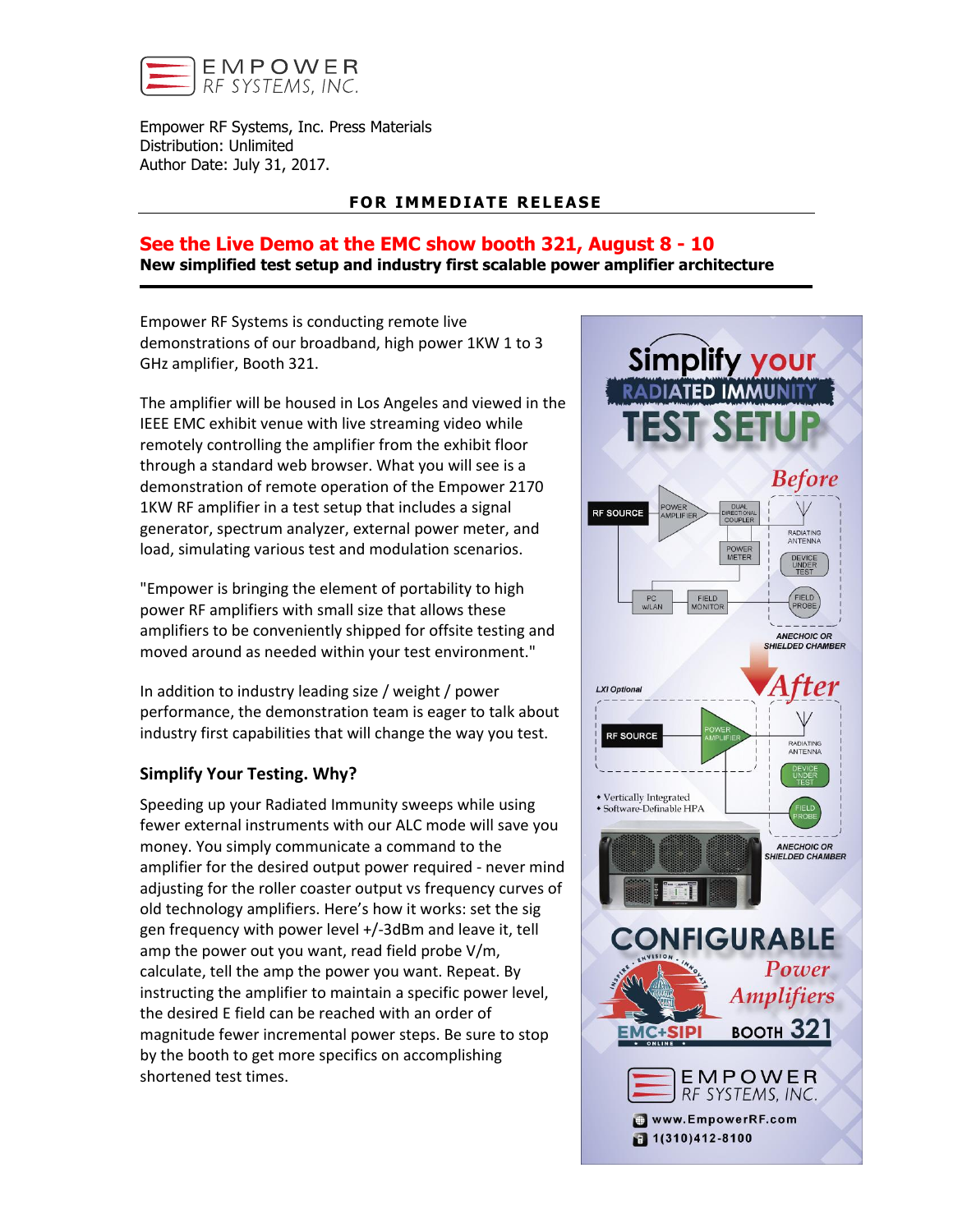EMPOWER RF SYSTEMS, INC.

Empower RF Systems, Inc. Press Materials
Distribution: Unlimited
Author Date: July 31, 2017.

**FOR IMMEDIATE RELEASE**

## See the Live Demo at the EMC show booth 321, August 8 - 10

**New simplified test setup and industry first scalable power amplifier architecture**

Empower RF Systems is conducting remote live demonstrations of our broadband, high power 1KW 1 to 3 GHz amplifier, Booth 321.

The amplifier will be housed in Los Angeles and viewed in the IEEE EMC exhibit venue with live streaming video while remotely controlling the amplifier from the exhibit floor through a standard web browser. What you will see is a demonstration of remote operation of the Empower 2170 1KW RF amplifier in a test setup that includes a signal generator, spectrum analyzer, external power meter, and load, simulating various test and modulation scenarios.

"Empower is bringing the element of portability to high power RF amplifiers with small size that allows these amplifiers to be conveniently shipped for offsite testing and moved around as needed within your test environment."

In addition to industry leading size / weight / power performance, the demonstration team is eager to talk about industry first capabilities that will change the way you test.

### Simplify Your Testing. Why?

Speeding up your Radiated Immunity sweeps while using fewer external instruments with our ALC mode will save you money. You simply communicate a command to the amplifier for the desired output power required - never mind adjusting for the roller coaster output vs frequency curves of old technology amplifiers. Here's how it works: set the sig gen frequency with power level +/-3dBm and leave it, tell amp the power out you want, read field probe V/m, calculate, tell the amp the power you want. Repeat. By instructing the amplifier to maintain a specific power level, the desired E field can be reached with an order of magnitude fewer incremental power steps. Be sure to stop by the booth to get more specifics on accomplishing shortened test times.

Simplify your RADIATED IMMUNITY TEST SETUP

*Before*

RF SOURCE, POWER AMPLIFIER, DUAL DIRECTIONAL COUPLER, POWER METER, RADIATING ANTENNA, DEVICE UNDER TEST, FIELD PROBE, PC WLAN, FIELD MONITOR, ANECHOIC OR SHIELDED CHAMBER

*After*

LXI Optional

RF SOURCE, POWER AMPLIFIER, RADIATING ANTENNA, DEVICE UNDER TEST, FIELD PROBE, ANECHOIC OR SHIELDED CHAMBER

- Vertically Integrated
- Software-Definable HPA

CONFIGURABLE *Power Amplifiers*

EMC+SIPI ONLINE — BOOTH 321

EMPOWER RF SYSTEMS, INC.

www.EmpowerRF.com

1(310)412-8100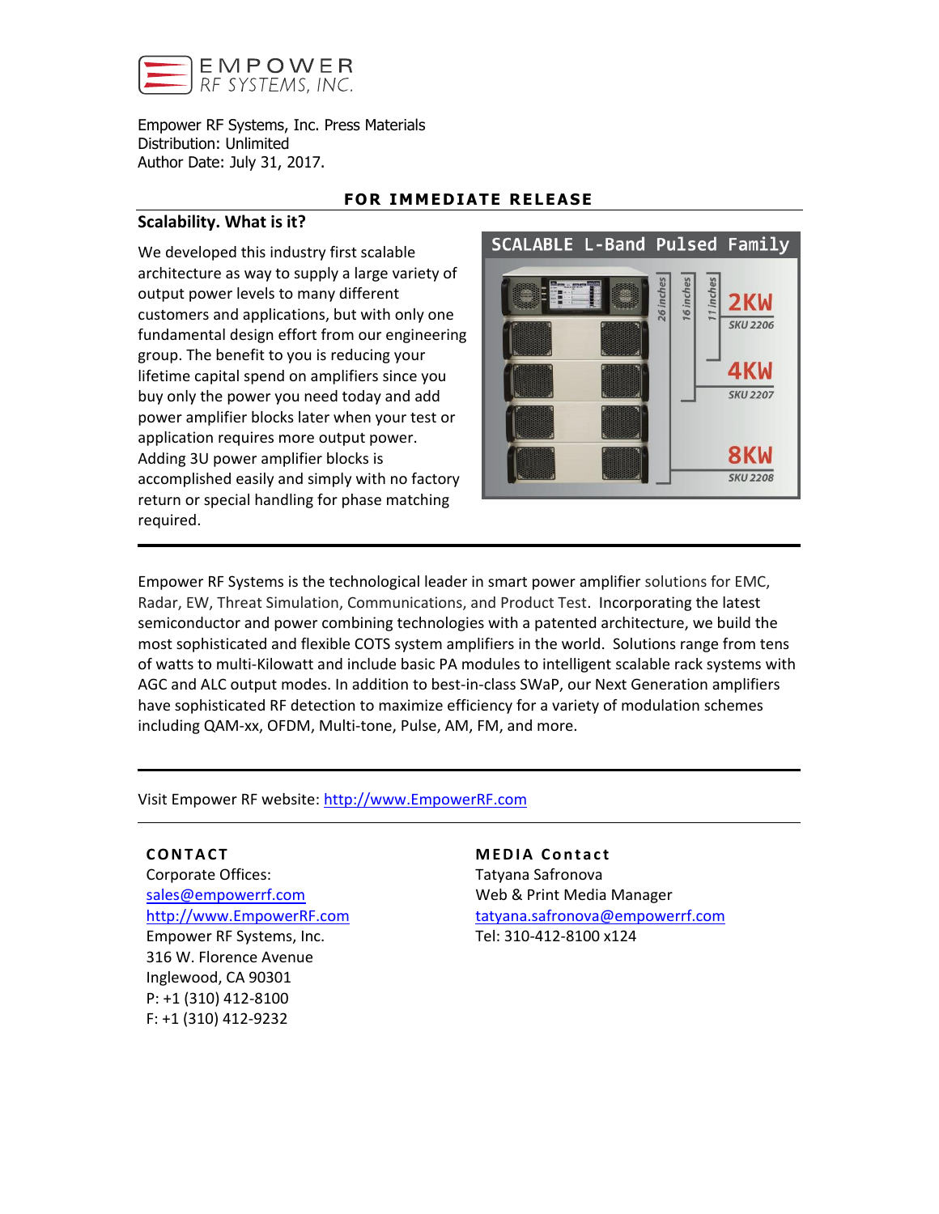EMPOWER
RF SYSTEMS, INC.

Empower RF Systems, Inc. Press Materials
Distribution: Unlimited
Author Date: July 31, 2017.

**FOR IMMEDIATE RELEASE**

## Scalability. What is it?

We developed this industry first scalable architecture as way to supply a large variety of output power levels to many different customers and applications, but with only one fundamental design effort from our engineering group. The benefit to you is reducing your lifetime capital spend on amplifiers since you buy only the power you need today and add power amplifier blocks later when your test or application requires more output power. Adding 3U power amplifier blocks is accomplished easily and simply with no factory return or special handling for phase matching required.

SCALABLE L-Band Pulsed Family

26 inches
16 inches
11 inches
2KW
SKU 2206
4KW
SKU 2207
8KW
SKU 2208

---

Empower RF Systems is the technological leader in smart power amplifier solutions for EMC, Radar, EW, Threat Simulation, Communications, and Product Test. Incorporating the latest semiconductor and power combining technologies with a patented architecture, we build the most sophisticated and flexible COTS system amplifiers in the world. Solutions range from tens of watts to multi-Kilowatt and include basic PA modules to intelligent scalable rack systems with AGC and ALC output modes. In addition to best-in-class SWaP, our Next Generation amplifiers have sophisticated RF detection to maximize efficiency for a variety of modulation schemes including QAM-xx, OFDM, Multi-tone, Pulse, AM, FM, and more.

---

Visit Empower RF website: http://www.EmpowerRF.com

---

**CONTACT**
Corporate Offices:
sales@empowerrf.com
http://www.EmpowerRF.com
Empower RF Systems, Inc.
316 W. Florence Avenue
Inglewood, CA 90301
P: +1 (310) 412-8100
F: +1 (310) 412-9232

**MEDIA Contact**
Tatyana Safronova
Web & Print Media Manager
tatyana.safronova@empowerrf.com
Tel: 310-412-8100 x124